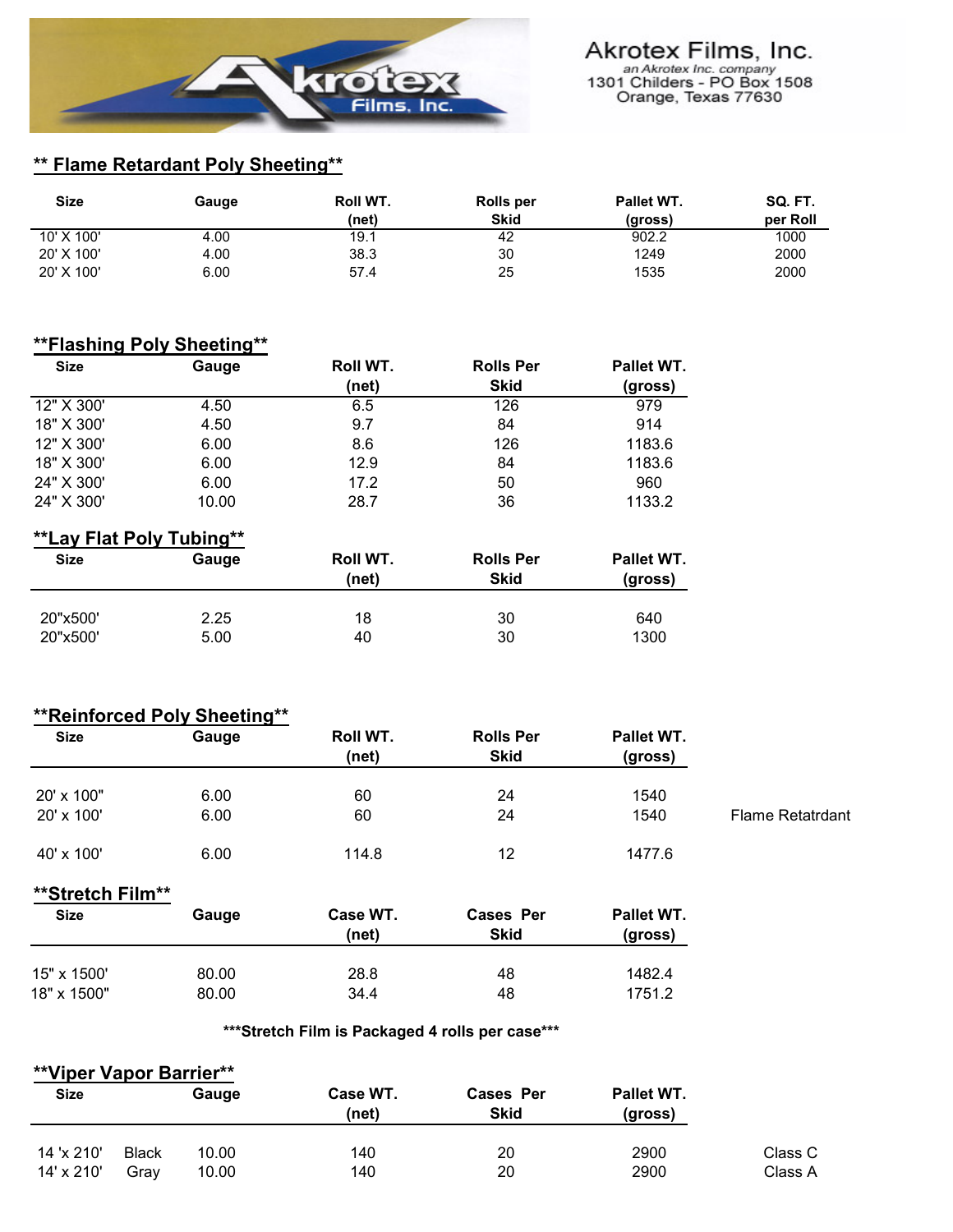Akrotex Films, Inc.
*an Akrotex Inc. company*
1301 Childers - PO Box 1508
Orange, Texas 77630

## ** Flame Retardant Poly Sheeting**

| Size | Gauge | Roll WT. (net) | Rolls per Skid | Pallet WT. (gross) | SQ. FT. per Roll |
|---|---|---|---|---|---|
| 10' X 100' | 4.00 | 19.1 | 42 | 902.2 | 1000 |
| 20' X 100' | 4.00 | 38.3 | 30 | 1249 | 2000 |
| 20' X 100' | 6.00 | 57.4 | 25 | 1535 | 2000 |

## **Flashing Poly Sheeting**

| Size | Gauge | Roll WT. (net) | Rolls Per Skid | Pallet WT. (gross) |
|---|---|---|---|---|
| 12" X 300' | 4.50 | 6.5 | 126 | 979 |
| 18" X 300' | 4.50 | 9.7 | 84 | 914 |
| 12" X 300' | 6.00 | 8.6 | 126 | 1183.6 |
| 18" X 300' | 6.00 | 12.9 | 84 | 1183.6 |
| 24" X 300' | 6.00 | 17.2 | 50 | 960 |
| 24" X 300' | 10.00 | 28.7 | 36 | 1133.2 |

## **Lay Flat Poly Tubing**

| Size | Gauge | Roll WT. (net) | Rolls Per Skid | Pallet WT. (gross) |
|---|---|---|---|---|
| 20"x500' | 2.25 | 18 | 30 | 640 |
| 20"x500' | 5.00 | 40 | 30 | 1300 |

## **Reinforced Poly Sheeting**

| Size | Gauge | Roll WT. (net) | Rolls Per Skid | Pallet WT. (gross) | |
|---|---|---|---|---|---|
| 20' x 100" | 6.00 | 60 | 24 | 1540 | |
| 20' x 100' | 6.00 | 60 | 24 | 1540 | Flame Retatrdant |
| 40' x 100' | 6.00 | 114.8 | 12 | 1477.6 | |

## **Stretch Film**

| Size | Gauge | Case WT. (net) | Cases Per Skid | Pallet WT. (gross) |
|---|---|---|---|---|
| 15" x 1500' | 80.00 | 28.8 | 48 | 1482.4 |
| 18" x 1500" | 80.00 | 34.4 | 48 | 1751.2 |

***Stretch Film is Packaged 4 rolls per case***

## **Viper Vapor Barrier**

| Size | | Gauge | Case WT. (net) | Cases Per Skid | Pallet WT. (gross) | |
|---|---|---|---|---|---|---|
| 14 'x 210' | Black | 10.00 | 140 | 20 | 2900 | Class C |
| 14' x 210' | Gray | 10.00 | 140 | 20 | 2900 | Class A |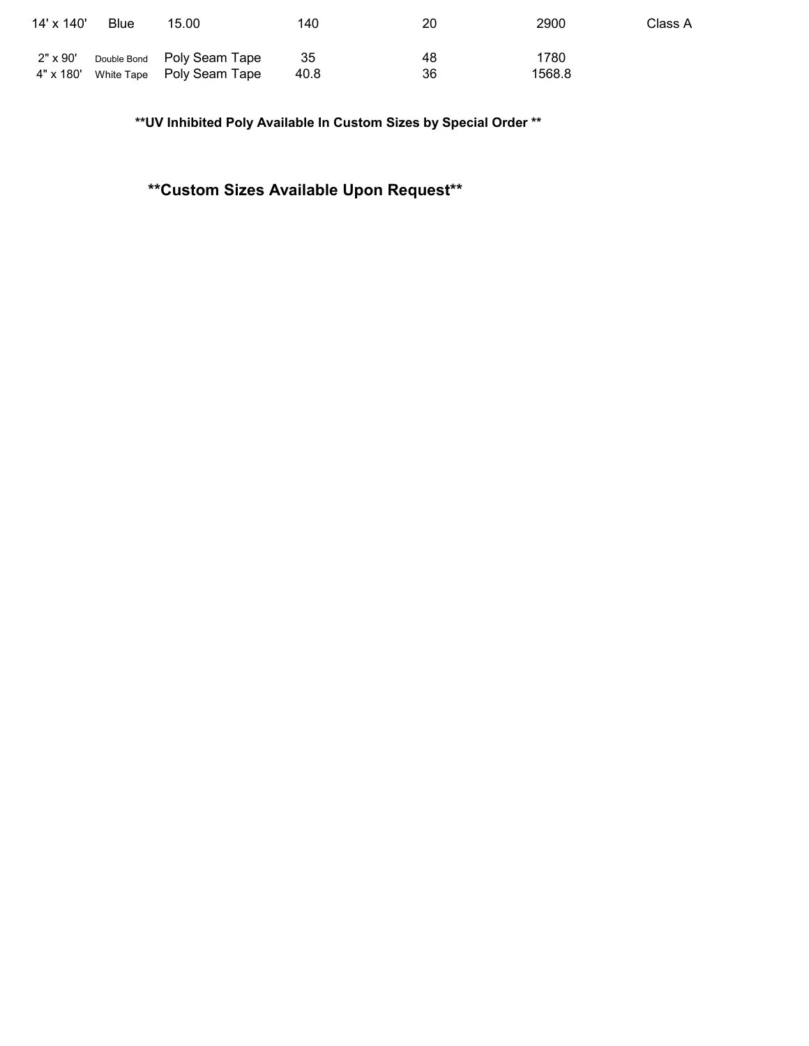| | | | | | | |
|---|---|---|---|---|---|---|
| 14' x 140' | Blue | 15.00 | 140 | 20 | 2900 | Class A |
| 2" x 90' | Double Bond | Poly Seam Tape | 35 | 48 | 1780 | |
| 4" x 180' | White Tape | Poly Seam Tape | 40.8 | 36 | 1568.8 | |

**\*\*UV Inhibited Poly Available In Custom Sizes by Special Order \*\***

**\*\*Custom Sizes Available Upon Request\*\***